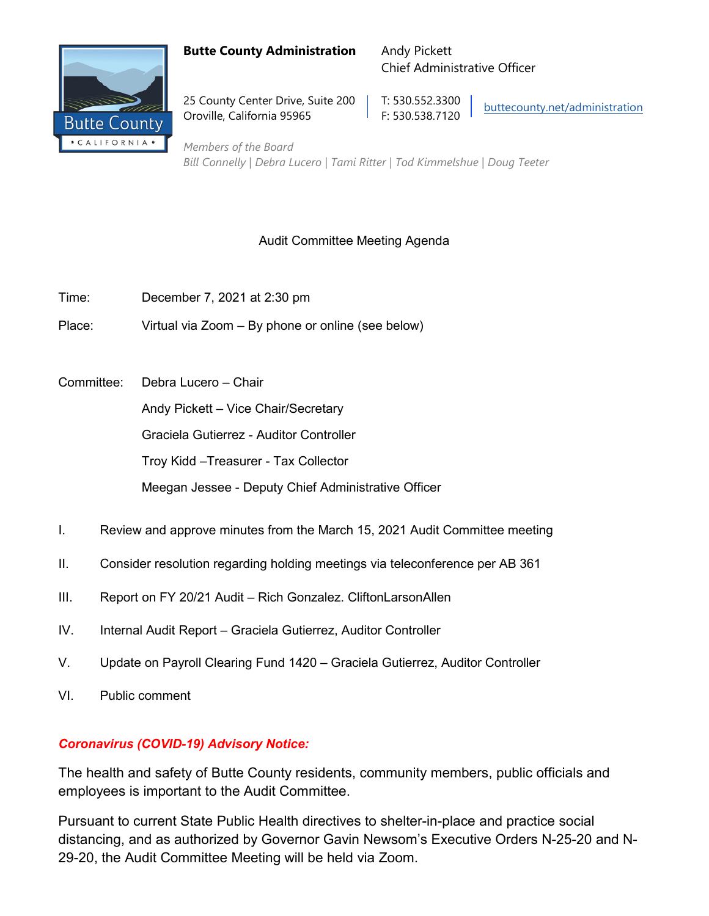**Butte County Administration**

Andy Pickett
Chief Administrative Officer

25 County Center Drive, Suite 200
Oroville, California 95965

T: 530.552.3300
F: 530.538.7120

buttecounty.net/administration

*Members of the Board*
*Bill Connelly | Debra Lucero | Tami Ritter | Tod Kimmelshue | Doug Teeter*

## Audit Committee Meeting Agenda

Time: December 7, 2021 at 2:30 pm

Place: Virtual via Zoom – By phone or online (see below)

Committee:
- Debra Lucero – Chair
- Andy Pickett – Vice Chair/Secretary
- Graciela Gutierrez - Auditor Controller
- Troy Kidd –Treasurer - Tax Collector
- Meegan Jessee - Deputy Chief Administrative Officer

I. Review and approve minutes from the March 15, 2021 Audit Committee meeting

II. Consider resolution regarding holding meetings via teleconference per AB 361

III. Report on FY 20/21 Audit – Rich Gonzalez. CliftonLarsonAllen

IV. Internal Audit Report – Graciela Gutierrez, Auditor Controller

V. Update on Payroll Clearing Fund 1420 – Graciela Gutierrez, Auditor Controller

VI. Public comment

***Coronavirus (COVID-19) Advisory Notice:***

The health and safety of Butte County residents, community members, public officials and employees is important to the Audit Committee.

Pursuant to current State Public Health directives to shelter-in-place and practice social distancing, and as authorized by Governor Gavin Newsom's Executive Orders N-25-20 and N-29-20, the Audit Committee Meeting will be held via Zoom.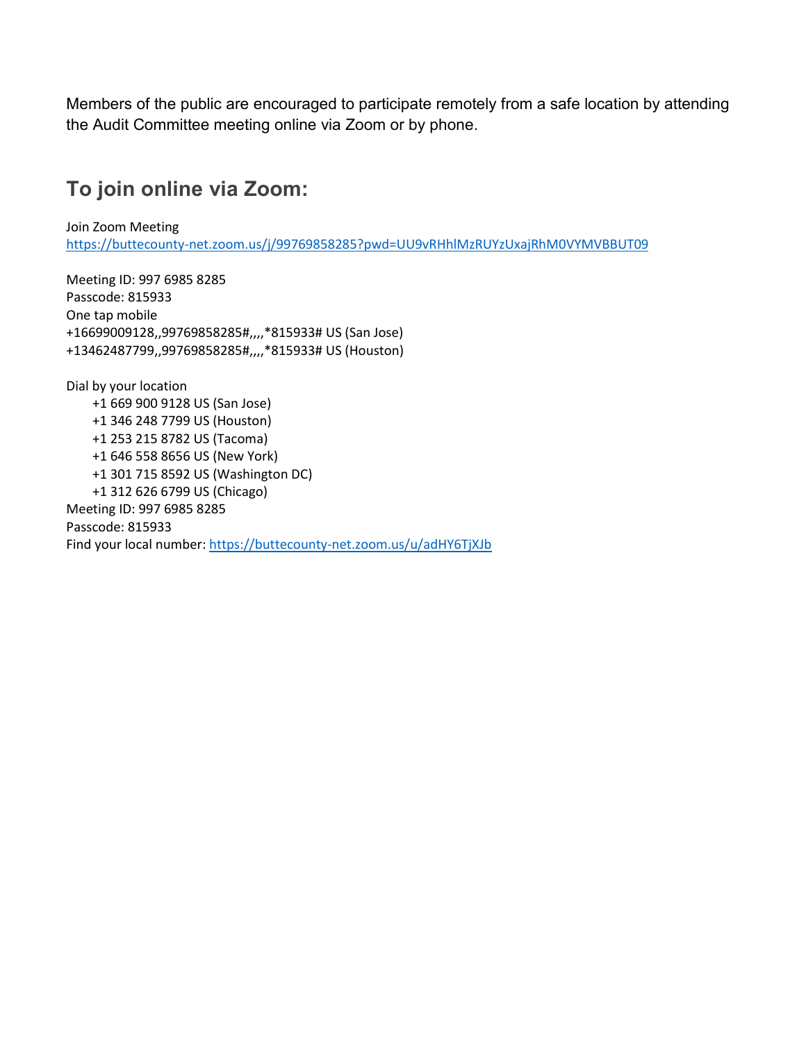Members of the public are encouraged to participate remotely from a safe location by attending the Audit Committee meeting online via Zoom or by phone.

## To join online via Zoom:

Join Zoom Meeting
https://buttecounty-net.zoom.us/j/99769858285?pwd=UU9vRHhlMzRUYzUxajRhM0VYMVBBUT09

Meeting ID: 997 6985 8285
Passcode: 815933
One tap mobile
+16699009128,,99769858285#,,,,*815933# US (San Jose)
+13462487799,,99769858285#,,,,*815933# US (Houston)

Dial by your location
- +1 669 900 9128 US (San Jose)
- +1 346 248 7799 US (Houston)
- +1 253 215 8782 US (Tacoma)
- +1 646 558 8656 US (New York)
- +1 301 715 8592 US (Washington DC)
- +1 312 626 6799 US (Chicago)

Meeting ID: 997 6985 8285
Passcode: 815933
Find your local number: https://buttecounty-net.zoom.us/u/adHY6TjXJb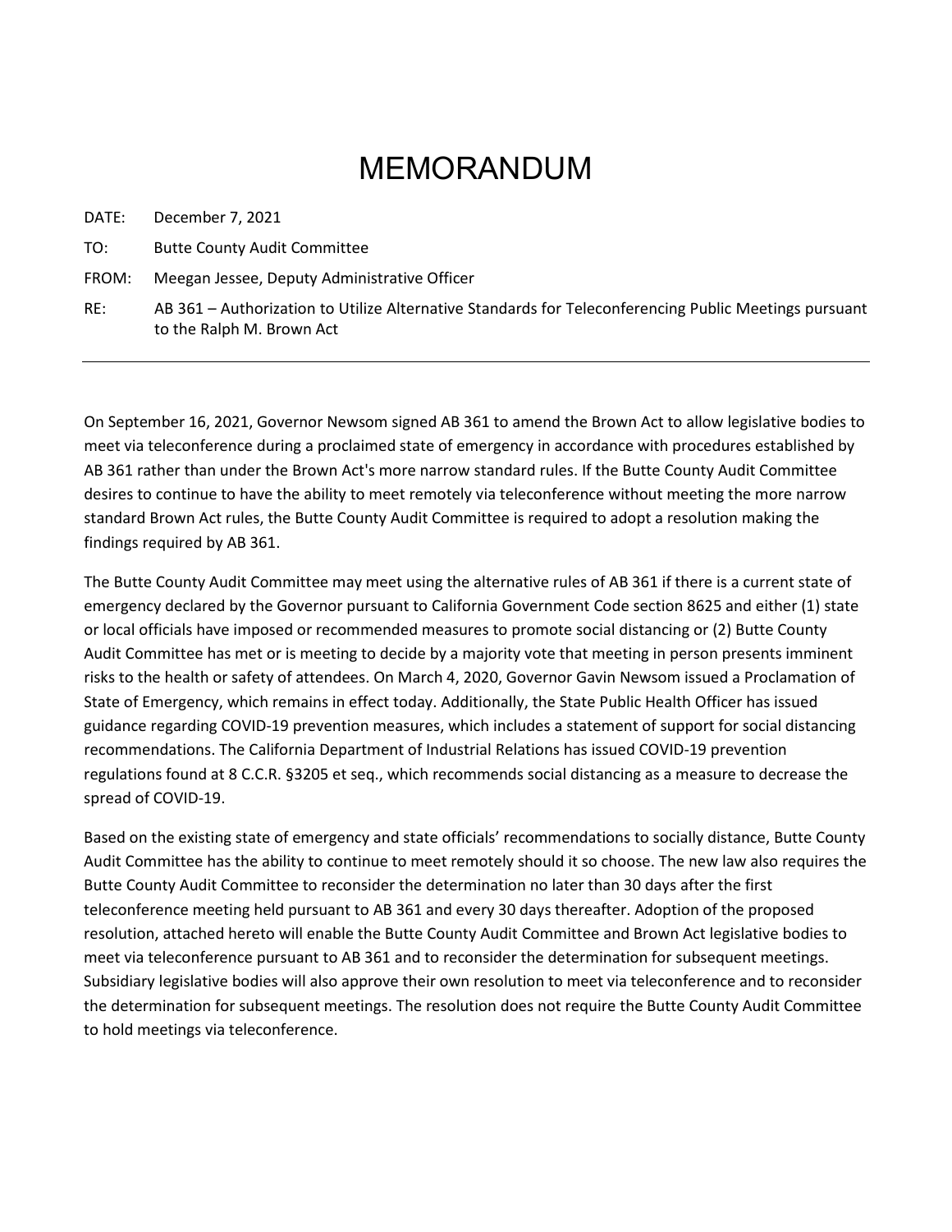# MEMORANDUM

DATE: December 7, 2021

TO: Butte County Audit Committee

FROM: Meegan Jessee, Deputy Administrative Officer

RE: AB 361 – Authorization to Utilize Alternative Standards for Teleconferencing Public Meetings pursuant to the Ralph M. Brown Act

---

On September 16, 2021, Governor Newsom signed AB 361 to amend the Brown Act to allow legislative bodies to meet via teleconference during a proclaimed state of emergency in accordance with procedures established by AB 361 rather than under the Brown Act's more narrow standard rules. If the Butte County Audit Committee desires to continue to have the ability to meet remotely via teleconference without meeting the more narrow standard Brown Act rules, the Butte County Audit Committee is required to adopt a resolution making the findings required by AB 361.

The Butte County Audit Committee may meet using the alternative rules of AB 361 if there is a current state of emergency declared by the Governor pursuant to California Government Code section 8625 and either (1) state or local officials have imposed or recommended measures to promote social distancing or (2) Butte County Audit Committee has met or is meeting to decide by a majority vote that meeting in person presents imminent risks to the health or safety of attendees. On March 4, 2020, Governor Gavin Newsom issued a Proclamation of State of Emergency, which remains in effect today. Additionally, the State Public Health Officer has issued guidance regarding COVID-19 prevention measures, which includes a statement of support for social distancing recommendations. The California Department of Industrial Relations has issued COVID-19 prevention regulations found at 8 C.C.R. §3205 et seq., which recommends social distancing as a measure to decrease the spread of COVID-19.

Based on the existing state of emergency and state officials' recommendations to socially distance, Butte County Audit Committee has the ability to continue to meet remotely should it so choose. The new law also requires the Butte County Audit Committee to reconsider the determination no later than 30 days after the first teleconference meeting held pursuant to AB 361 and every 30 days thereafter. Adoption of the proposed resolution, attached hereto will enable the Butte County Audit Committee and Brown Act legislative bodies to meet via teleconference pursuant to AB 361 and to reconsider the determination for subsequent meetings. Subsidiary legislative bodies will also approve their own resolution to meet via teleconference and to reconsider the determination for subsequent meetings. The resolution does not require the Butte County Audit Committee to hold meetings via teleconference.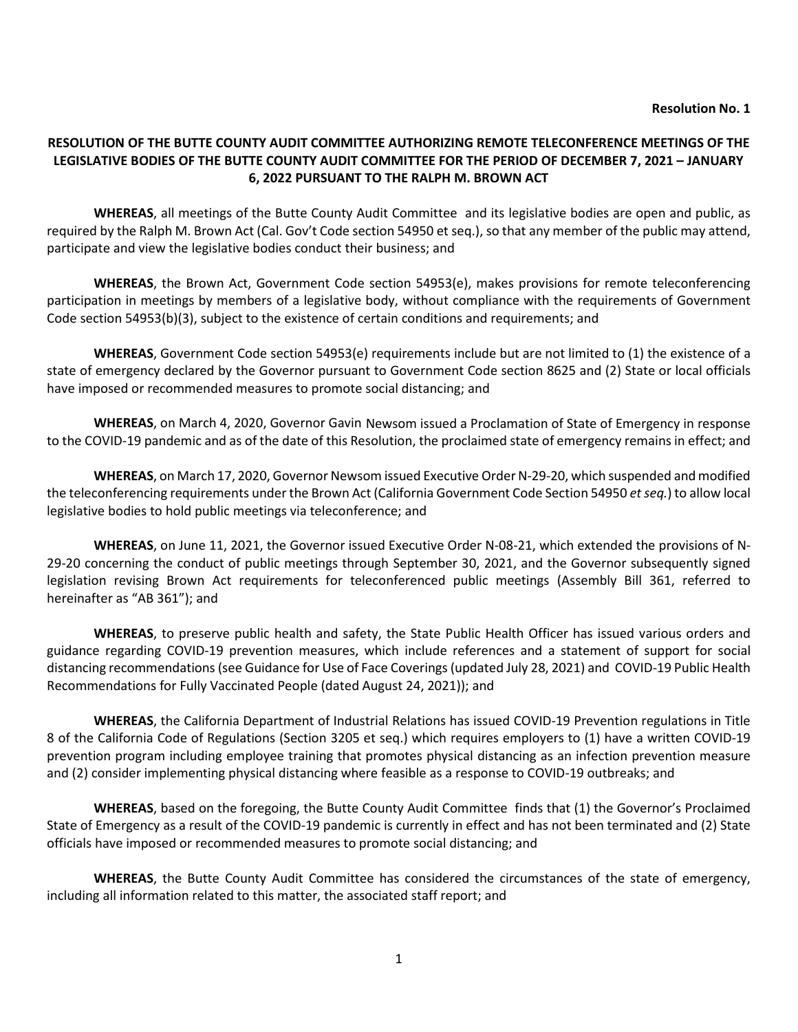**Resolution No. 1**

**RESOLUTION OF THE BUTTE COUNTY AUDIT COMMITTEE AUTHORIZING REMOTE TELECONFERENCE MEETINGS OF THE LEGISLATIVE BODIES OF THE BUTTE COUNTY AUDIT COMMITTEE FOR THE PERIOD OF DECEMBER 7, 2021 – JANUARY 6, 2022 PURSUANT TO THE RALPH M. BROWN ACT**

**WHEREAS**, all meetings of the Butte County Audit Committee and its legislative bodies are open and public, as required by the Ralph M. Brown Act (Cal. Gov't Code section 54950 et seq.), so that any member of the public may attend, participate and view the legislative bodies conduct their business; and

**WHEREAS**, the Brown Act, Government Code section 54953(e), makes provisions for remote teleconferencing participation in meetings by members of a legislative body, without compliance with the requirements of Government Code section 54953(b)(3), subject to the existence of certain conditions and requirements; and

**WHEREAS**, Government Code section 54953(e) requirements include but are not limited to (1) the existence of a state of emergency declared by the Governor pursuant to Government Code section 8625 and (2) State or local officials have imposed or recommended measures to promote social distancing; and

**WHEREAS**, on March 4, 2020, Governor Gavin Newsom issued a Proclamation of State of Emergency in response to the COVID-19 pandemic and as of the date of this Resolution, the proclaimed state of emergency remains in effect; and

**WHEREAS**, on March 17, 2020, Governor Newsom issued Executive Order N-29-20, which suspended and modified the teleconferencing requirements under the Brown Act (California Government Code Section 54950 *et seq.*) to allow local legislative bodies to hold public meetings via teleconference; and

**WHEREAS**, on June 11, 2021, the Governor issued Executive Order N-08-21, which extended the provisions of N-29-20 concerning the conduct of public meetings through September 30, 2021, and the Governor subsequently signed legislation revising Brown Act requirements for teleconferenced public meetings (Assembly Bill 361, referred to hereinafter as "AB 361"); and

**WHEREAS**, to preserve public health and safety, the State Public Health Officer has issued various orders and guidance regarding COVID-19 prevention measures, which include references and a statement of support for social distancing recommendations (see Guidance for Use of Face Coverings (updated July 28, 2021) and COVID-19 Public Health Recommendations for Fully Vaccinated People (dated August 24, 2021)); and

**WHEREAS**, the California Department of Industrial Relations has issued COVID-19 Prevention regulations in Title 8 of the California Code of Regulations (Section 3205 et seq.) which requires employers to (1) have a written COVID-19 prevention program including employee training that promotes physical distancing as an infection prevention measure and (2) consider implementing physical distancing where feasible as a response to COVID-19 outbreaks; and

**WHEREAS**, based on the foregoing, the Butte County Audit Committee finds that (1) the Governor's Proclaimed State of Emergency as a result of the COVID-19 pandemic is currently in effect and has not been terminated and (2) State officials have imposed or recommended measures to promote social distancing; and

**WHEREAS**, the Butte County Audit Committee has considered the circumstances of the state of emergency, including all information related to this matter, the associated staff report; and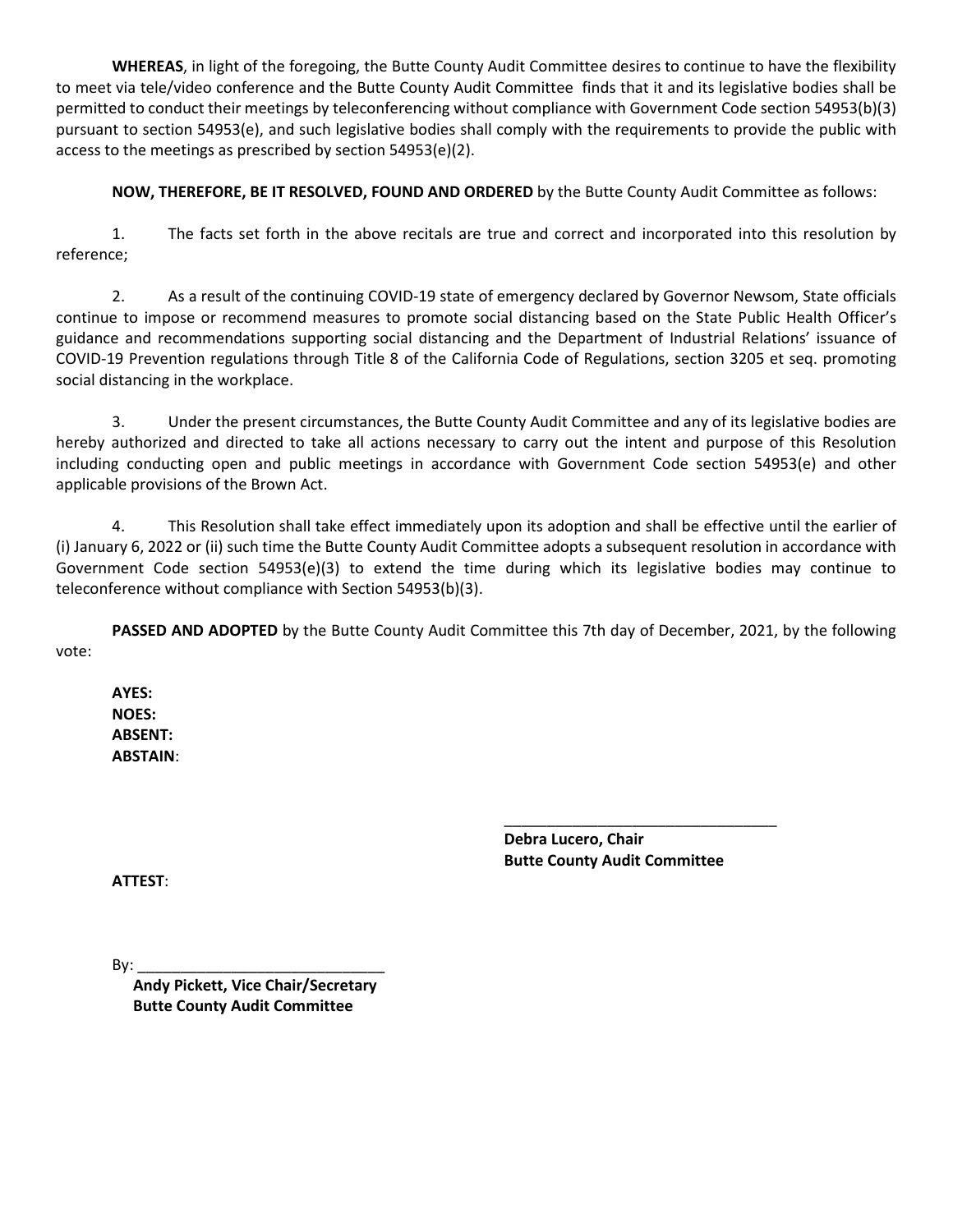**WHEREAS**, in light of the foregoing, the Butte County Audit Committee desires to continue to have the flexibility to meet via tele/video conference and the Butte County Audit Committee finds that it and its legislative bodies shall be permitted to conduct their meetings by teleconferencing without compliance with Government Code section 54953(b)(3) pursuant to section 54953(e), and such legislative bodies shall comply with the requirements to provide the public with access to the meetings as prescribed by section 54953(e)(2).

**NOW, THEREFORE, BE IT RESOLVED, FOUND AND ORDERED** by the Butte County Audit Committee as follows:

1. The facts set forth in the above recitals are true and correct and incorporated into this resolution by reference;

2. As a result of the continuing COVID-19 state of emergency declared by Governor Newsom, State officials continue to impose or recommend measures to promote social distancing based on the State Public Health Officer's guidance and recommendations supporting social distancing and the Department of Industrial Relations' issuance of COVID-19 Prevention regulations through Title 8 of the California Code of Regulations, section 3205 et seq. promoting social distancing in the workplace.

3. Under the present circumstances, the Butte County Audit Committee and any of its legislative bodies are hereby authorized and directed to take all actions necessary to carry out the intent and purpose of this Resolution including conducting open and public meetings in accordance with Government Code section 54953(e) and other applicable provisions of the Brown Act.

4. This Resolution shall take effect immediately upon its adoption and shall be effective until the earlier of (i) January 6, 2022 or (ii) such time the Butte County Audit Committee adopts a subsequent resolution in accordance with Government Code section 54953(e)(3) to extend the time during which its legislative bodies may continue to teleconference without compliance with Section 54953(b)(3).

**PASSED AND ADOPTED** by the Butte County Audit Committee this 7th day of December, 2021, by the following vote:

**AYES:**
**NOES:**
**ABSENT:**
**ABSTAIN**:

\_\_\_\_\_\_\_\_\_\_\_\_\_\_\_\_\_\_\_\_\_\_\_\_\_\_\_\_\_\_\_\_\_
**Debra Lucero, Chair**
**Butte County Audit Committee**

**ATTEST**:

By: \_\_\_\_\_\_\_\_\_\_\_\_\_\_\_\_\_\_\_\_\_\_\_\_\_\_\_\_\_\_
**Andy Pickett, Vice Chair/Secretary**
**Butte County Audit Committee**